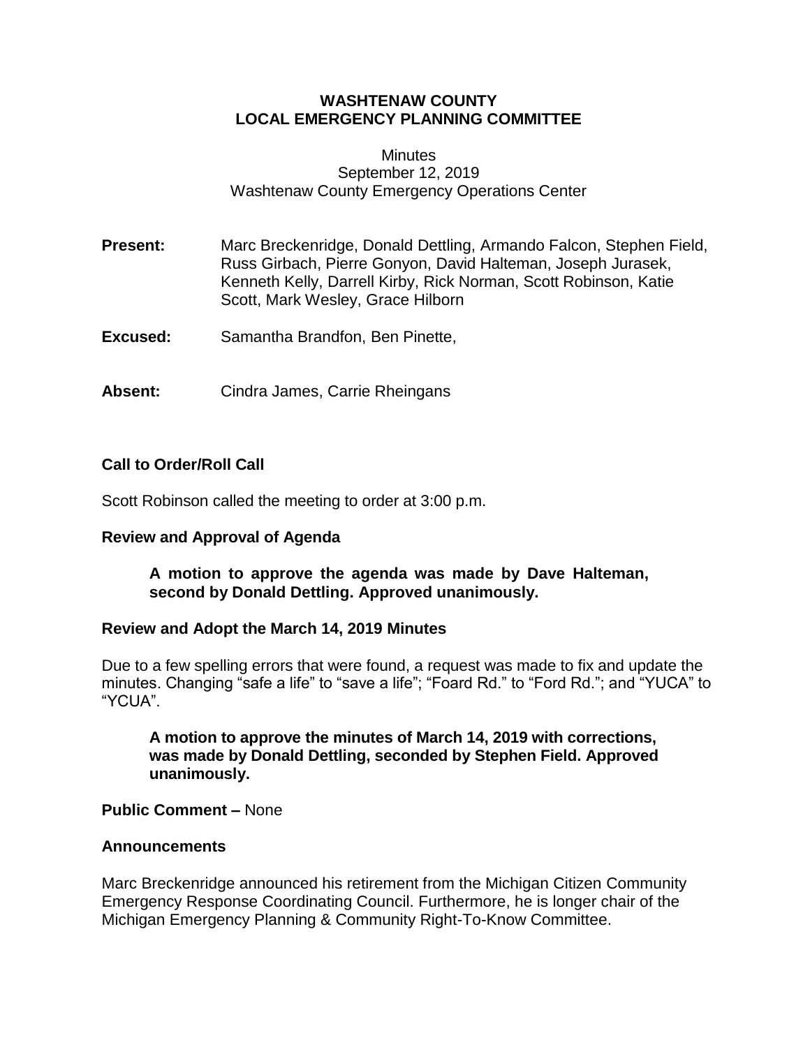# WASHTENAW COUNTY
# LOCAL EMERGENCY PLANNING COMMITTEE

Minutes
September 12, 2019
Washtenaw County Emergency Operations Center

**Present:** Marc Breckenridge, Donald Dettling, Armando Falcon, Stephen Field, Russ Girbach, Pierre Gonyon, David Halteman, Joseph Jurasek, Kenneth Kelly, Darrell Kirby, Rick Norman, Scott Robinson, Katie Scott, Mark Wesley, Grace Hilborn

**Excused:** Samantha Brandfon, Ben Pinette,

**Absent:** Cindra James, Carrie Rheingans

## Call to Order/Roll Call

Scott Robinson called the meeting to order at 3:00 p.m.

## Review and Approval of Agenda

**A motion to approve the agenda was made by Dave Halteman, second by Donald Dettling. Approved unanimously.**

## Review and Adopt the March 14, 2019 Minutes

Due to a few spelling errors that were found, a request was made to fix and update the minutes. Changing "safe a life" to "save a life"; "Foard Rd." to "Ford Rd."; and "YUCA" to "YCUA".

**A motion to approve the minutes of March 14, 2019 with corrections, was made by Donald Dettling, seconded by Stephen Field. Approved unanimously.**

**Public Comment –** None

## Announcements

Marc Breckenridge announced his retirement from the Michigan Citizen Community Emergency Response Coordinating Council. Furthermore, he is longer chair of the Michigan Emergency Planning & Community Right-To-Know Committee.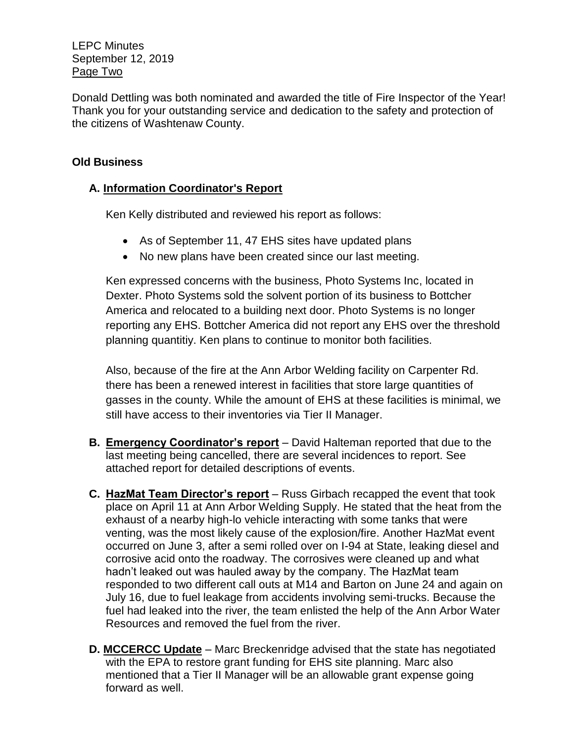Donald Dettling was both nominated and awarded the title of Fire Inspector of the Year! Thank you for your outstanding service and dedication to the safety and protection of the citizens of Washtenaw County.

**Old Business**

**A. Information Coordinator's Report**

Ken Kelly distributed and reviewed his report as follows:

- As of September 11, 47 EHS sites have updated plans
- No new plans have been created since our last meeting.

Ken expressed concerns with the business, Photo Systems Inc, located in Dexter. Photo Systems sold the solvent portion of its business to Bottcher America and relocated to a building next door. Photo Systems is no longer reporting any EHS. Bottcher America did not report any EHS over the threshold planning quantitiy. Ken plans to continue to monitor both facilities.

Also, because of the fire at the Ann Arbor Welding facility on Carpenter Rd. there has been a renewed interest in facilities that store large quantities of gasses in the county. While the amount of EHS at these facilities is minimal, we still have access to their inventories via Tier II Manager.

**B. Emergency Coordinator's report** – David Halteman reported that due to the last meeting being cancelled, there are several incidences to report. See attached report for detailed descriptions of events.

**C. HazMat Team Director's report** – Russ Girbach recapped the event that took place on April 11 at Ann Arbor Welding Supply. He stated that the heat from the exhaust of a nearby high-lo vehicle interacting with some tanks that were venting, was the most likely cause of the explosion/fire. Another HazMat event occurred on June 3, after a semi rolled over on I-94 at State, leaking diesel and corrosive acid onto the roadway. The corrosives were cleaned up and what hadn't leaked out was hauled away by the company. The HazMat team responded to two different call outs at M14 and Barton on June 24 and again on July 16, due to fuel leakage from accidents involving semi-trucks. Because the fuel had leaked into the river, the team enlisted the help of the Ann Arbor Water Resources and removed the fuel from the river.

**D. MCCERCC Update** – Marc Breckenridge advised that the state has negotiated with the EPA to restore grant funding for EHS site planning. Marc also mentioned that a Tier II Manager will be an allowable grant expense going forward as well.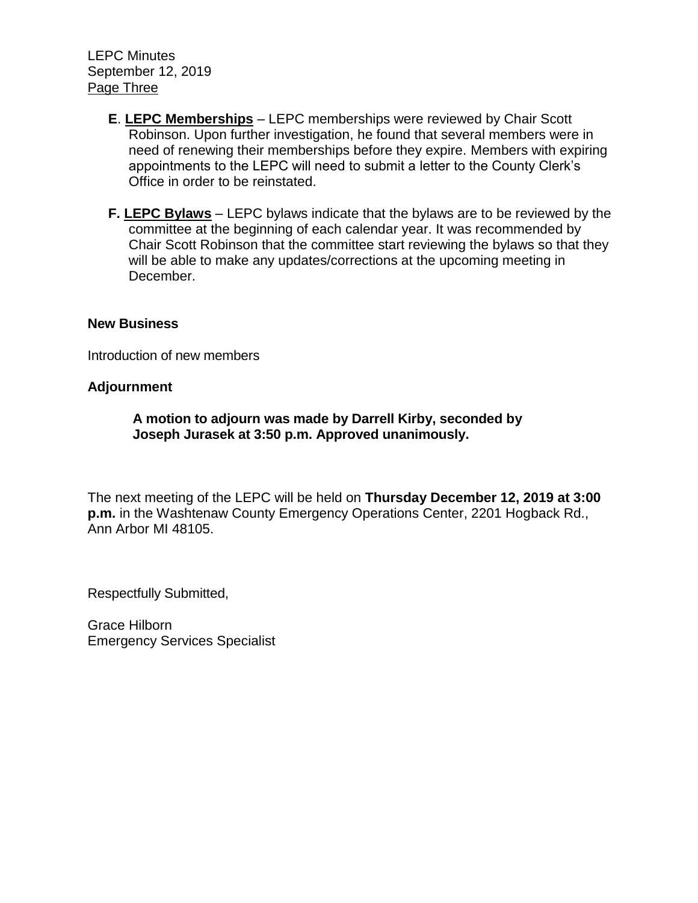**E**. **LEPC Memberships** – LEPC memberships were reviewed by Chair Scott Robinson. Upon further investigation, he found that several members were in need of renewing their memberships before they expire. Members with expiring appointments to the LEPC will need to submit a letter to the County Clerk's Office in order to be reinstated.

**F. LEPC Bylaws** – LEPC bylaws indicate that the bylaws are to be reviewed by the committee at the beginning of each calendar year. It was recommended by Chair Scott Robinson that the committee start reviewing the bylaws so that they will be able to make any updates/corrections at the upcoming meeting in December.

**New Business**

Introduction of new members

**Adjournment**

**A motion to adjourn was made by Darrell Kirby, seconded by Joseph Jurasek at 3:50 p.m. Approved unanimously.**

The next meeting of the LEPC will be held on **Thursday December 12, 2019 at 3:00 p.m.** in the Washtenaw County Emergency Operations Center, 2201 Hogback Rd., Ann Arbor MI 48105.

Respectfully Submitted,

Grace Hilborn
Emergency Services Specialist